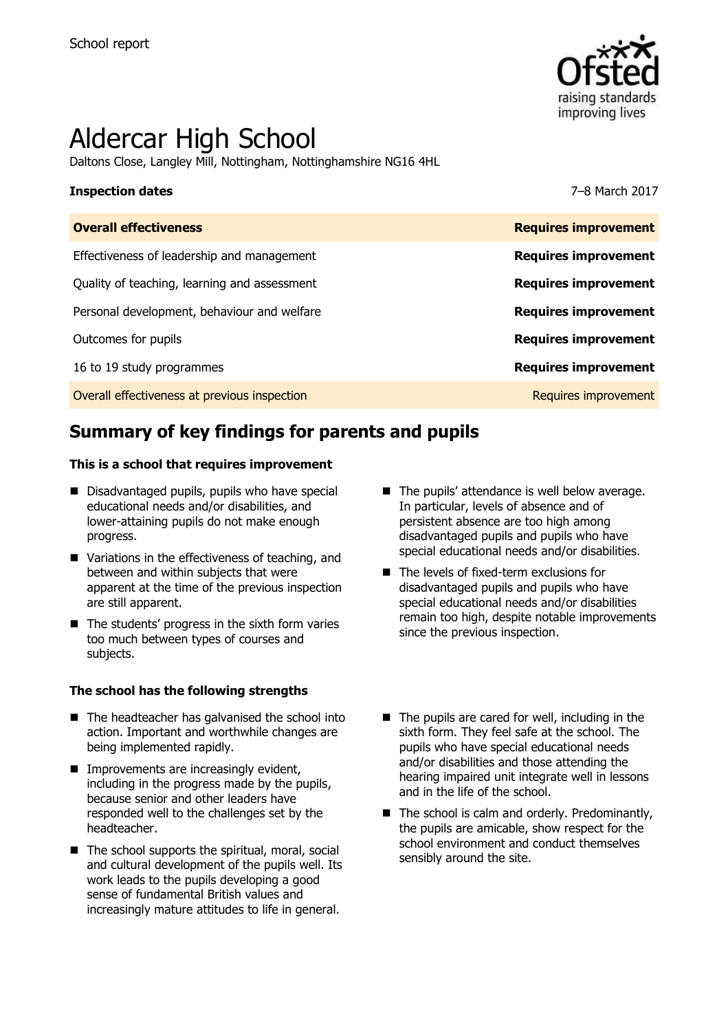School report

# Aldercar High School

Daltons Close, Langley Mill, Nottingham, Nottinghamshire NG16 4HL

**Inspection dates** 7–8 March 2017

| **Overall effectiveness** | **Requires improvement** |
| --- | --- |
| Effectiveness of leadership and management | **Requires improvement** |
| Quality of teaching, learning and assessment | **Requires improvement** |
| Personal development, behaviour and welfare | **Requires improvement** |
| Outcomes for pupils | **Requires improvement** |
| 16 to 19 study programmes | **Requires improvement** |
| Overall effectiveness at previous inspection | Requires improvement |

## Summary of key findings for parents and pupils

**This is a school that requires improvement**

- Disadvantaged pupils, pupils who have special educational needs and/or disabilities, and lower-attaining pupils do not make enough progress.
- Variations in the effectiveness of teaching, and between and within subjects that were apparent at the time of the previous inspection are still apparent.
- The students' progress in the sixth form varies too much between types of courses and subjects.
- The pupils' attendance is well below average. In particular, levels of absence and of persistent absence are too high among disadvantaged pupils and pupils who have special educational needs and/or disabilities.
- The levels of fixed-term exclusions for disadvantaged pupils and pupils who have special educational needs and/or disabilities remain too high, despite notable improvements since the previous inspection.

**The school has the following strengths**

- The headteacher has galvanised the school into action. Important and worthwhile changes are being implemented rapidly.
- Improvements are increasingly evident, including in the progress made by the pupils, because senior and other leaders have responded well to the challenges set by the headteacher.
- The school supports the spiritual, moral, social and cultural development of the pupils well. Its work leads to the pupils developing a good sense of fundamental British values and increasingly mature attitudes to life in general.
- The pupils are cared for well, including in the sixth form. They feel safe at the school. The pupils who have special educational needs and/or disabilities and those attending the hearing impaired unit integrate well in lessons and in the life of the school.
- The school is calm and orderly. Predominantly, the pupils are amicable, show respect for the school environment and conduct themselves sensibly around the site.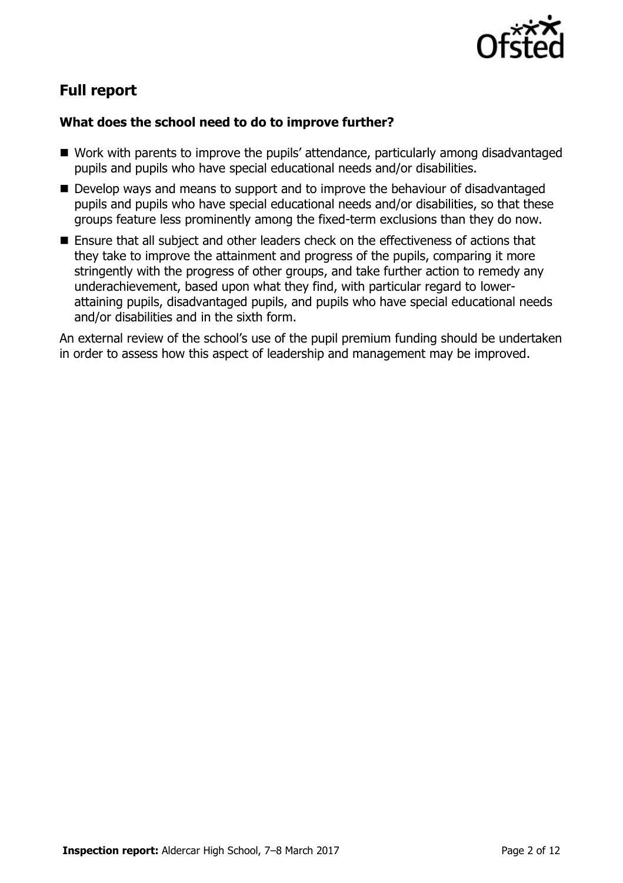## Full report

### What does the school need to do to improve further?

- Work with parents to improve the pupils' attendance, particularly among disadvantaged pupils and pupils who have special educational needs and/or disabilities.
- Develop ways and means to support and to improve the behaviour of disadvantaged pupils and pupils who have special educational needs and/or disabilities, so that these groups feature less prominently among the fixed-term exclusions than they do now.
- Ensure that all subject and other leaders check on the effectiveness of actions that they take to improve the attainment and progress of the pupils, comparing it more stringently with the progress of other groups, and take further action to remedy any underachievement, based upon what they find, with particular regard to lower-attaining pupils, disadvantaged pupils, and pupils who have special educational needs and/or disabilities and in the sixth form.

An external review of the school's use of the pupil premium funding should be undertaken in order to assess how this aspect of leadership and management may be improved.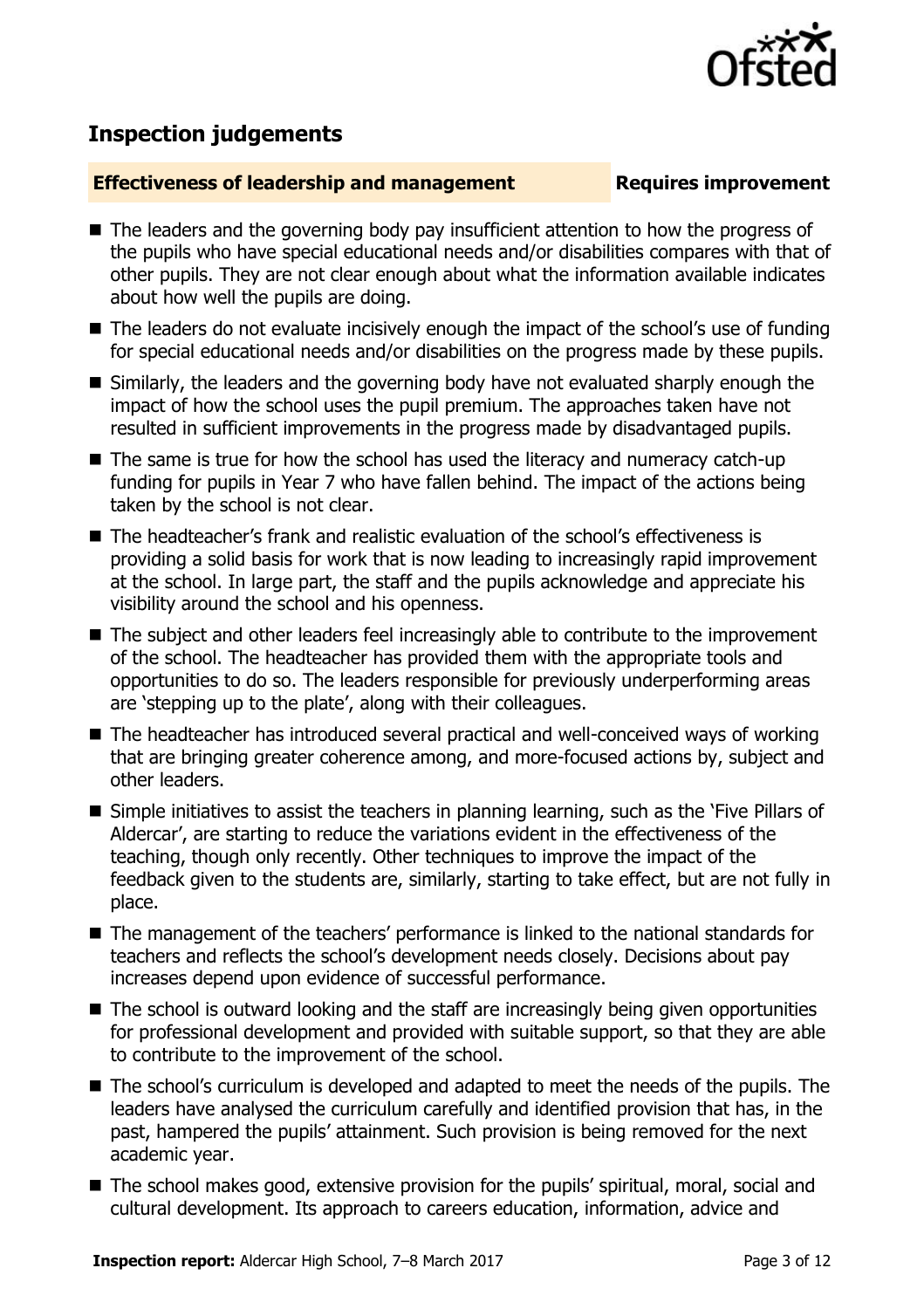## Inspection judgements

**Effectiveness of leadership and management** **Requires improvement**

- The leaders and the governing body pay insufficient attention to how the progress of the pupils who have special educational needs and/or disabilities compares with that of other pupils. They are not clear enough about what the information available indicates about how well the pupils are doing.
- The leaders do not evaluate incisively enough the impact of the school's use of funding for special educational needs and/or disabilities on the progress made by these pupils.
- Similarly, the leaders and the governing body have not evaluated sharply enough the impact of how the school uses the pupil premium. The approaches taken have not resulted in sufficient improvements in the progress made by disadvantaged pupils.
- The same is true for how the school has used the literacy and numeracy catch-up funding for pupils in Year 7 who have fallen behind. The impact of the actions being taken by the school is not clear.
- The headteacher's frank and realistic evaluation of the school's effectiveness is providing a solid basis for work that is now leading to increasingly rapid improvement at the school. In large part, the staff and the pupils acknowledge and appreciate his visibility around the school and his openness.
- The subject and other leaders feel increasingly able to contribute to the improvement of the school. The headteacher has provided them with the appropriate tools and opportunities to do so. The leaders responsible for previously underperforming areas are 'stepping up to the plate', along with their colleagues.
- The headteacher has introduced several practical and well-conceived ways of working that are bringing greater coherence among, and more-focused actions by, subject and other leaders.
- Simple initiatives to assist the teachers in planning learning, such as the 'Five Pillars of Aldercar', are starting to reduce the variations evident in the effectiveness of the teaching, though only recently. Other techniques to improve the impact of the feedback given to the students are, similarly, starting to take effect, but are not fully in place.
- The management of the teachers' performance is linked to the national standards for teachers and reflects the school's development needs closely. Decisions about pay increases depend upon evidence of successful performance.
- The school is outward looking and the staff are increasingly being given opportunities for professional development and provided with suitable support, so that they are able to contribute to the improvement of the school.
- The school's curriculum is developed and adapted to meet the needs of the pupils. The leaders have analysed the curriculum carefully and identified provision that has, in the past, hampered the pupils' attainment. Such provision is being removed for the next academic year.
- The school makes good, extensive provision for the pupils' spiritual, moral, social and cultural development. Its approach to careers education, information, advice and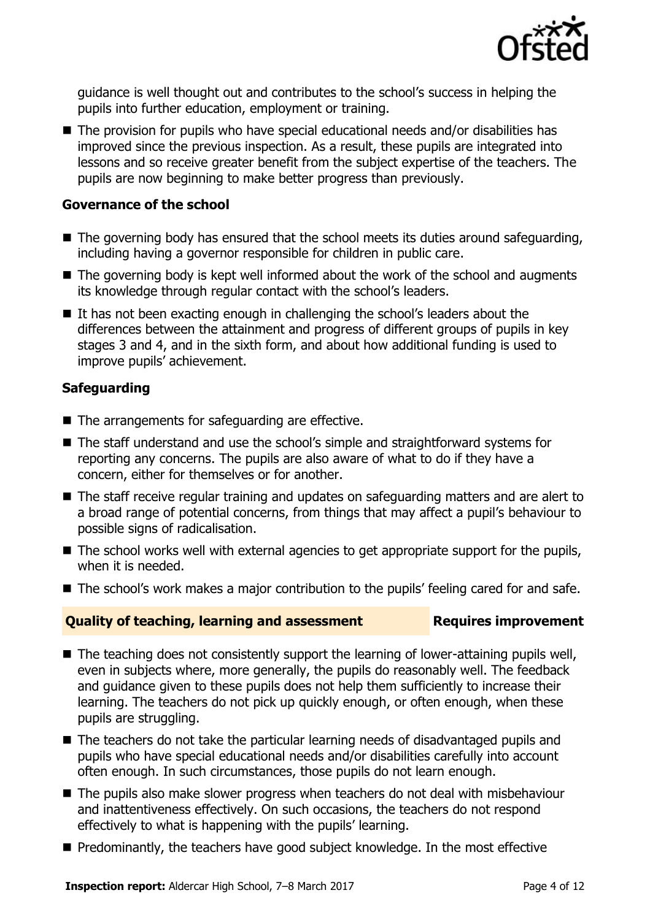guidance is well thought out and contributes to the school's success in helping the pupils into further education, employment or training.

- The provision for pupils who have special educational needs and/or disabilities has improved since the previous inspection. As a result, these pupils are integrated into lessons and so receive greater benefit from the subject expertise of the teachers. The pupils are now beginning to make better progress than previously.

### Governance of the school

- The governing body has ensured that the school meets its duties around safeguarding, including having a governor responsible for children in public care.
- The governing body is kept well informed about the work of the school and augments its knowledge through regular contact with the school's leaders.
- It has not been exacting enough in challenging the school's leaders about the differences between the attainment and progress of different groups of pupils in key stages 3 and 4, and in the sixth form, and about how additional funding is used to improve pupils' achievement.

### Safeguarding

- The arrangements for safeguarding are effective.
- The staff understand and use the school's simple and straightforward systems for reporting any concerns. The pupils are also aware of what to do if they have a concern, either for themselves or for another.
- The staff receive regular training and updates on safeguarding matters and are alert to a broad range of potential concerns, from things that may affect a pupil's behaviour to possible signs of radicalisation.
- The school works well with external agencies to get appropriate support for the pupils, when it is needed.
- The school's work makes a major contribution to the pupils' feeling cared for and safe.

## Quality of teaching, learning and assessment — Requires improvement

- The teaching does not consistently support the learning of lower-attaining pupils well, even in subjects where, more generally, the pupils do reasonably well. The feedback and guidance given to these pupils does not help them sufficiently to increase their learning. The teachers do not pick up quickly enough, or often enough, when these pupils are struggling.
- The teachers do not take the particular learning needs of disadvantaged pupils and pupils who have special educational needs and/or disabilities carefully into account often enough. In such circumstances, those pupils do not learn enough.
- The pupils also make slower progress when teachers do not deal with misbehaviour and inattentiveness effectively. On such occasions, the teachers do not respond effectively to what is happening with the pupils' learning.
- Predominantly, the teachers have good subject knowledge. In the most effective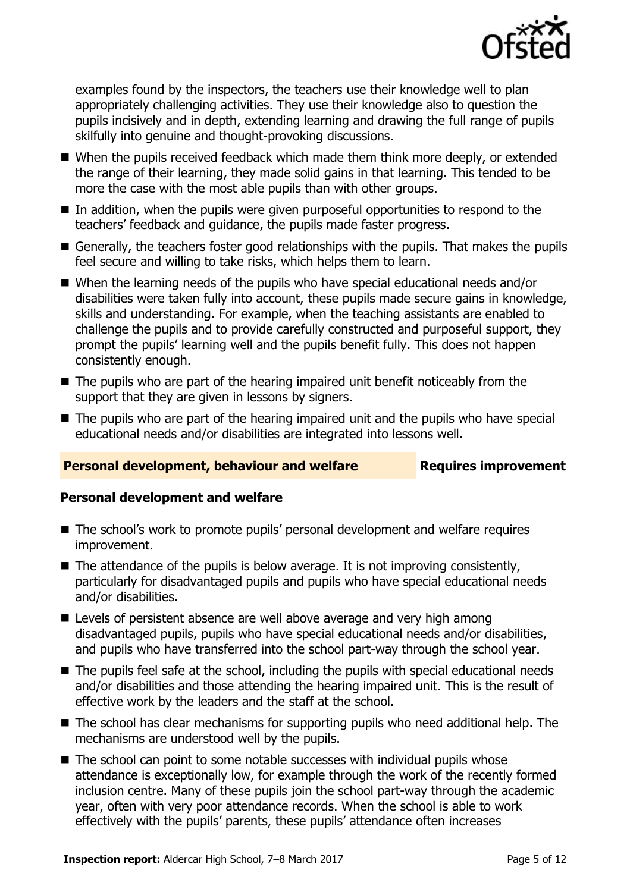examples found by the inspectors, the teachers use their knowledge well to plan appropriately challenging activities. They use their knowledge also to question the pupils incisively and in depth, extending learning and drawing the full range of pupils skilfully into genuine and thought-provoking discussions.

- When the pupils received feedback which made them think more deeply, or extended the range of their learning, they made solid gains in that learning. This tended to be more the case with the most able pupils than with other groups.
- In addition, when the pupils were given purposeful opportunities to respond to the teachers' feedback and guidance, the pupils made faster progress.
- Generally, the teachers foster good relationships with the pupils. That makes the pupils feel secure and willing to take risks, which helps them to learn.
- When the learning needs of the pupils who have special educational needs and/or disabilities were taken fully into account, these pupils made secure gains in knowledge, skills and understanding. For example, when the teaching assistants are enabled to challenge the pupils and to provide carefully constructed and purposeful support, they prompt the pupils' learning well and the pupils benefit fully. This does not happen consistently enough.
- The pupils who are part of the hearing impaired unit benefit noticeably from the support that they are given in lessons by signers.
- The pupils who are part of the hearing impaired unit and the pupils who have special educational needs and/or disabilities are integrated into lessons well.

## Personal development, behaviour and welfare — Requires improvement

### Personal development and welfare

- The school's work to promote pupils' personal development and welfare requires improvement.
- The attendance of the pupils is below average. It is not improving consistently, particularly for disadvantaged pupils and pupils who have special educational needs and/or disabilities.
- Levels of persistent absence are well above average and very high among disadvantaged pupils, pupils who have special educational needs and/or disabilities, and pupils who have transferred into the school part-way through the school year.
- The pupils feel safe at the school, including the pupils with special educational needs and/or disabilities and those attending the hearing impaired unit. This is the result of effective work by the leaders and the staff at the school.
- The school has clear mechanisms for supporting pupils who need additional help. The mechanisms are understood well by the pupils.
- The school can point to some notable successes with individual pupils whose attendance is exceptionally low, for example through the work of the recently formed inclusion centre. Many of these pupils join the school part-way through the academic year, often with very poor attendance records. When the school is able to work effectively with the pupils' parents, these pupils' attendance often increases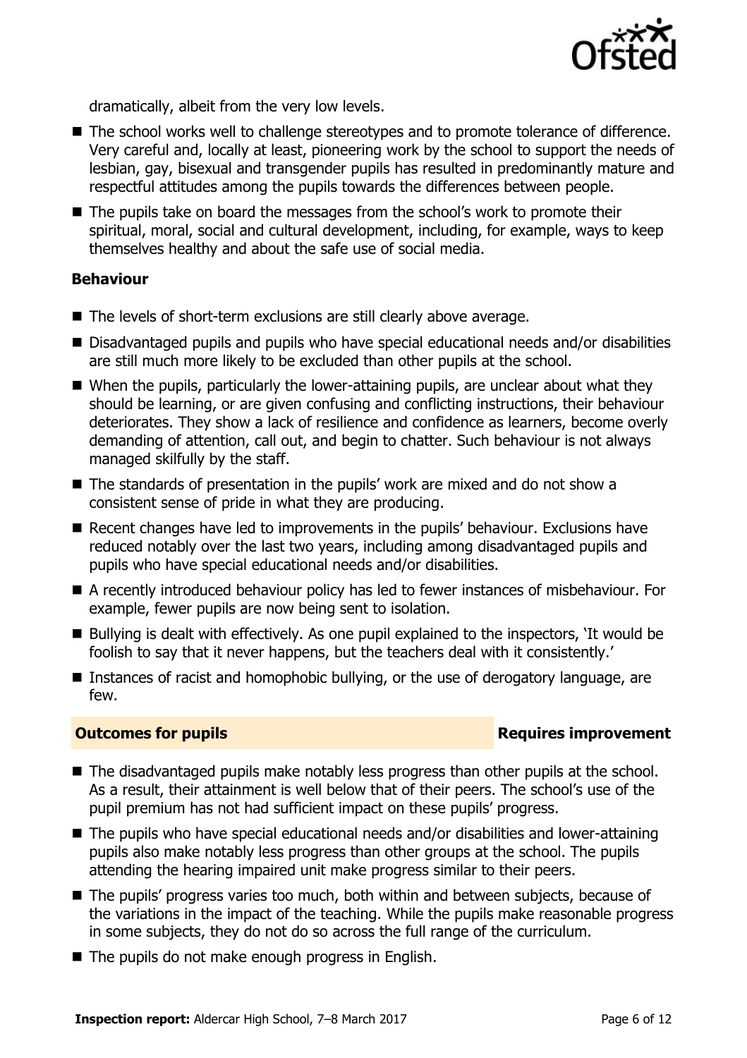dramatically, albeit from the very low levels.

- The school works well to challenge stereotypes and to promote tolerance of difference. Very careful and, locally at least, pioneering work by the school to support the needs of lesbian, gay, bisexual and transgender pupils has resulted in predominantly mature and respectful attitudes among the pupils towards the differences between people.
- The pupils take on board the messages from the school's work to promote their spiritual, moral, social and cultural development, including, for example, ways to keep themselves healthy and about the safe use of social media.

### Behaviour

- The levels of short-term exclusions are still clearly above average.
- Disadvantaged pupils and pupils who have special educational needs and/or disabilities are still much more likely to be excluded than other pupils at the school.
- When the pupils, particularly the lower-attaining pupils, are unclear about what they should be learning, or are given confusing and conflicting instructions, their behaviour deteriorates. They show a lack of resilience and confidence as learners, become overly demanding of attention, call out, and begin to chatter. Such behaviour is not always managed skilfully by the staff.
- The standards of presentation in the pupils' work are mixed and do not show a consistent sense of pride in what they are producing.
- Recent changes have led to improvements in the pupils' behaviour. Exclusions have reduced notably over the last two years, including among disadvantaged pupils and pupils who have special educational needs and/or disabilities.
- A recently introduced behaviour policy has led to fewer instances of misbehaviour. For example, fewer pupils are now being sent to isolation.
- Bullying is dealt with effectively. As one pupil explained to the inspectors, 'It would be foolish to say that it never happens, but the teachers deal with it consistently.'
- Instances of racist and homophobic bullying, or the use of derogatory language, are few.

## Outcomes for pupils — Requires improvement

- The disadvantaged pupils make notably less progress than other pupils at the school. As a result, their attainment is well below that of their peers. The school's use of the pupil premium has not had sufficient impact on these pupils' progress.
- The pupils who have special educational needs and/or disabilities and lower-attaining pupils also make notably less progress than other groups at the school. The pupils attending the hearing impaired unit make progress similar to their peers.
- The pupils' progress varies too much, both within and between subjects, because of the variations in the impact of the teaching. While the pupils make reasonable progress in some subjects, they do not do so across the full range of the curriculum.
- The pupils do not make enough progress in English.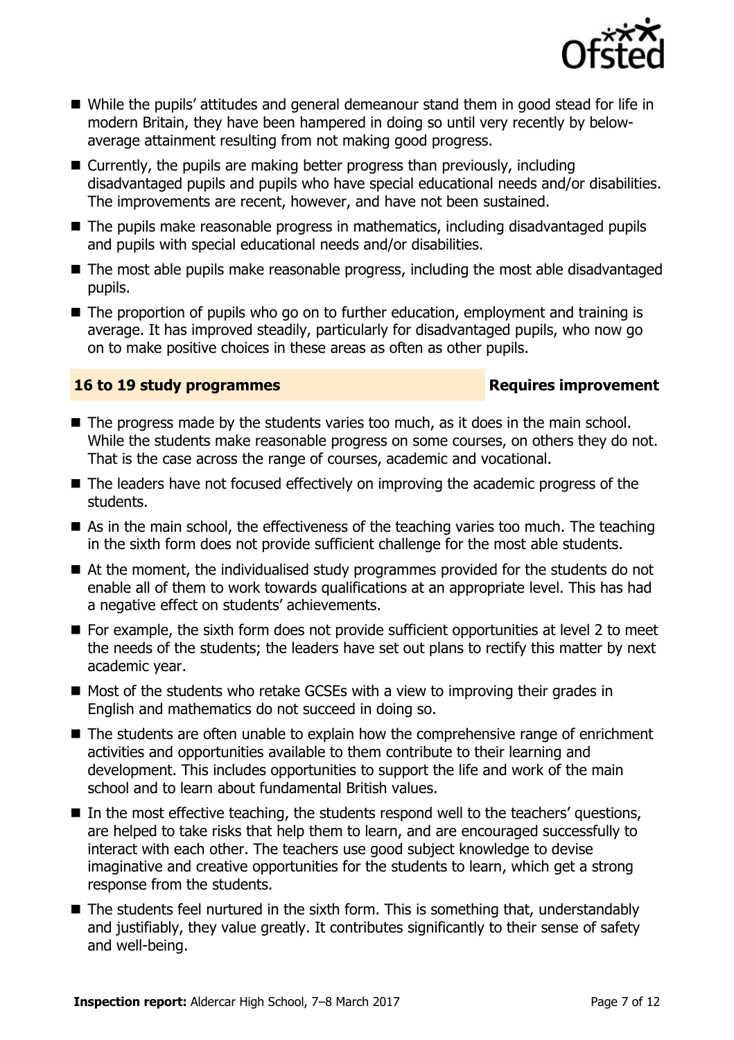- While the pupils' attitudes and general demeanour stand them in good stead for life in modern Britain, they have been hampered in doing so until very recently by below-average attainment resulting from not making good progress.
- Currently, the pupils are making better progress than previously, including disadvantaged pupils and pupils who have special educational needs and/or disabilities. The improvements are recent, however, and have not been sustained.
- The pupils make reasonable progress in mathematics, including disadvantaged pupils and pupils with special educational needs and/or disabilities.
- The most able pupils make reasonable progress, including the most able disadvantaged pupils.
- The proportion of pupils who go on to further education, employment and training is average. It has improved steadily, particularly for disadvantaged pupils, who now go on to make positive choices in these areas as often as other pupils.

## 16 to 19 study programmes — Requires improvement

- The progress made by the students varies too much, as it does in the main school. While the students make reasonable progress on some courses, on others they do not. That is the case across the range of courses, academic and vocational.
- The leaders have not focused effectively on improving the academic progress of the students.
- As in the main school, the effectiveness of the teaching varies too much. The teaching in the sixth form does not provide sufficient challenge for the most able students.
- At the moment, the individualised study programmes provided for the students do not enable all of them to work towards qualifications at an appropriate level. This has had a negative effect on students' achievements.
- For example, the sixth form does not provide sufficient opportunities at level 2 to meet the needs of the students; the leaders have set out plans to rectify this matter by next academic year.
- Most of the students who retake GCSEs with a view to improving their grades in English and mathematics do not succeed in doing so.
- The students are often unable to explain how the comprehensive range of enrichment activities and opportunities available to them contribute to their learning and development. This includes opportunities to support the life and work of the main school and to learn about fundamental British values.
- In the most effective teaching, the students respond well to the teachers' questions, are helped to take risks that help them to learn, and are encouraged successfully to interact with each other. The teachers use good subject knowledge to devise imaginative and creative opportunities for the students to learn, which get a strong response from the students.
- The students feel nurtured in the sixth form. This is something that, understandably and justifiably, they value greatly. It contributes significantly to their sense of safety and well-being.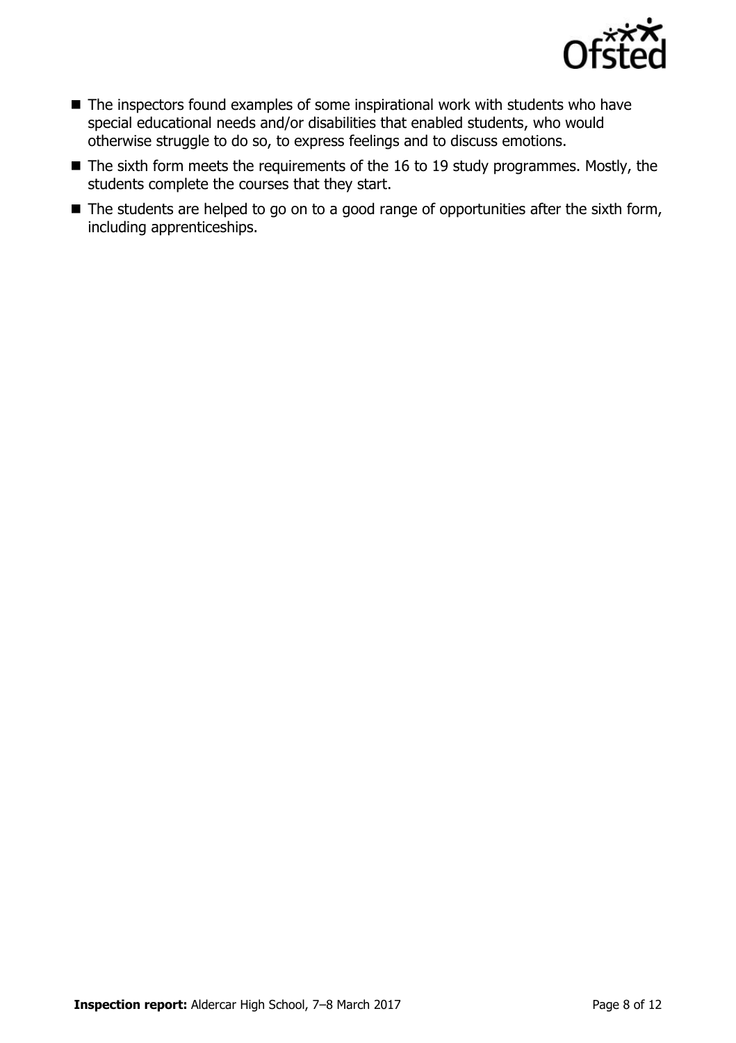- The inspectors found examples of some inspirational work with students who have special educational needs and/or disabilities that enabled students, who would otherwise struggle to do so, to express feelings and to discuss emotions.
- The sixth form meets the requirements of the 16 to 19 study programmes. Mostly, the students complete the courses that they start.
- The students are helped to go on to a good range of opportunities after the sixth form, including apprenticeships.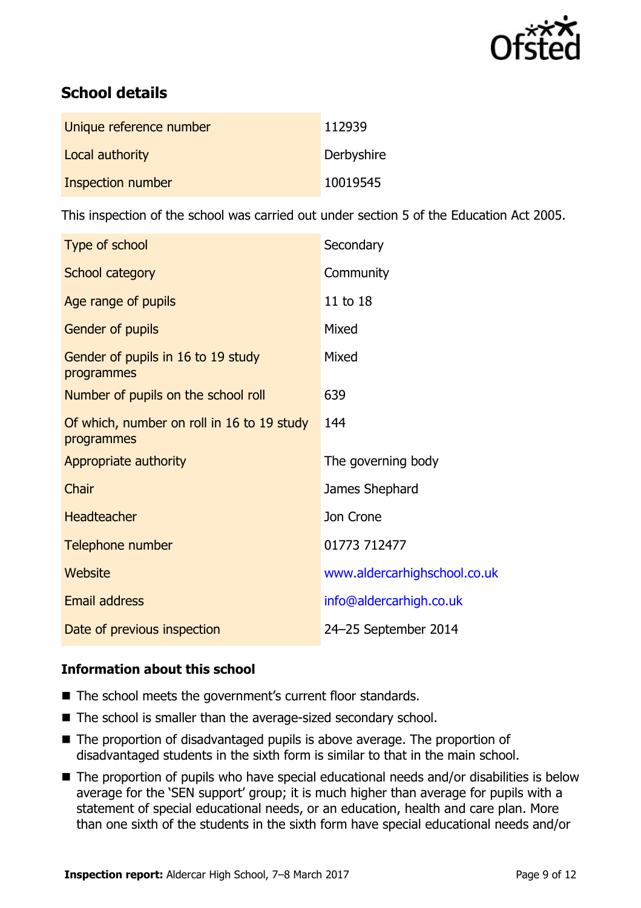## School details

| | |
|---|---|
| Unique reference number | 112939 |
| Local authority | Derbyshire |
| Inspection number | 10019545 |

This inspection of the school was carried out under section 5 of the Education Act 2005.

| | |
|---|---|
| Type of school | Secondary |
| School category | Community |
| Age range of pupils | 11 to 18 |
| Gender of pupils | Mixed |
| Gender of pupils in 16 to 19 study programmes | Mixed |
| Number of pupils on the school roll | 639 |
| Of which, number on roll in 16 to 19 study programmes | 144 |
| Appropriate authority | The governing body |
| Chair | James Shephard |
| Headteacher | Jon Crone |
| Telephone number | 01773 712477 |
| Website | www.aldercarhighschool.co.uk |
| Email address | info@aldercarhigh.co.uk |
| Date of previous inspection | 24–25 September 2014 |

### Information about this school

- The school meets the government's current floor standards.
- The school is smaller than the average-sized secondary school.
- The proportion of disadvantaged pupils is above average. The proportion of disadvantaged students in the sixth form is similar to that in the main school.
- The proportion of pupils who have special educational needs and/or disabilities is below average for the 'SEN support' group; it is much higher than average for pupils with a statement of special educational needs, or an education, health and care plan. More than one sixth of the students in the sixth form have special educational needs and/or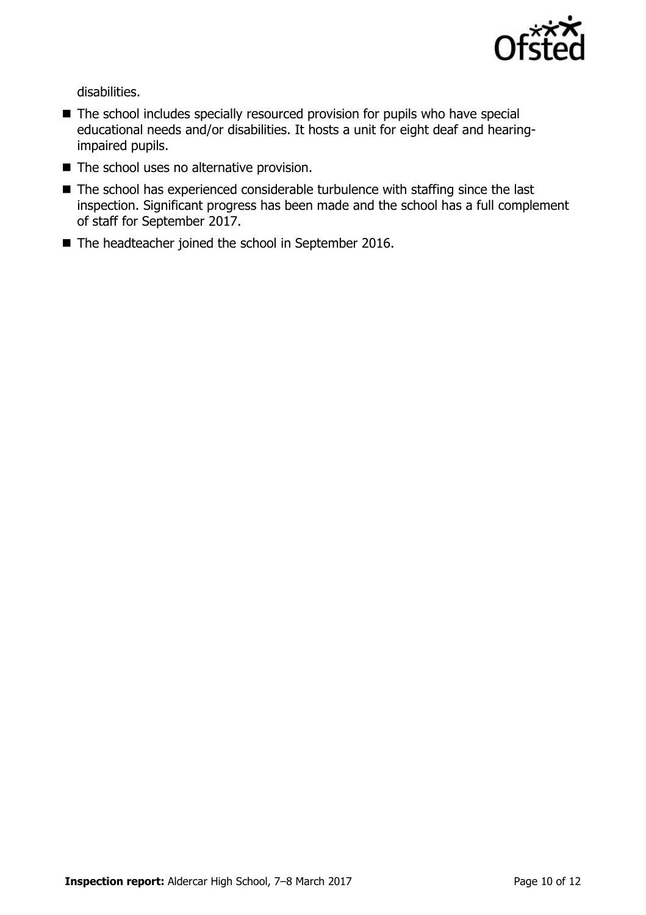disabilities.

- The school includes specially resourced provision for pupils who have special educational needs and/or disabilities. It hosts a unit for eight deaf and hearing-impaired pupils.
- The school uses no alternative provision.
- The school has experienced considerable turbulence with staffing since the last inspection. Significant progress has been made and the school has a full complement of staff for September 2017.
- The headteacher joined the school in September 2016.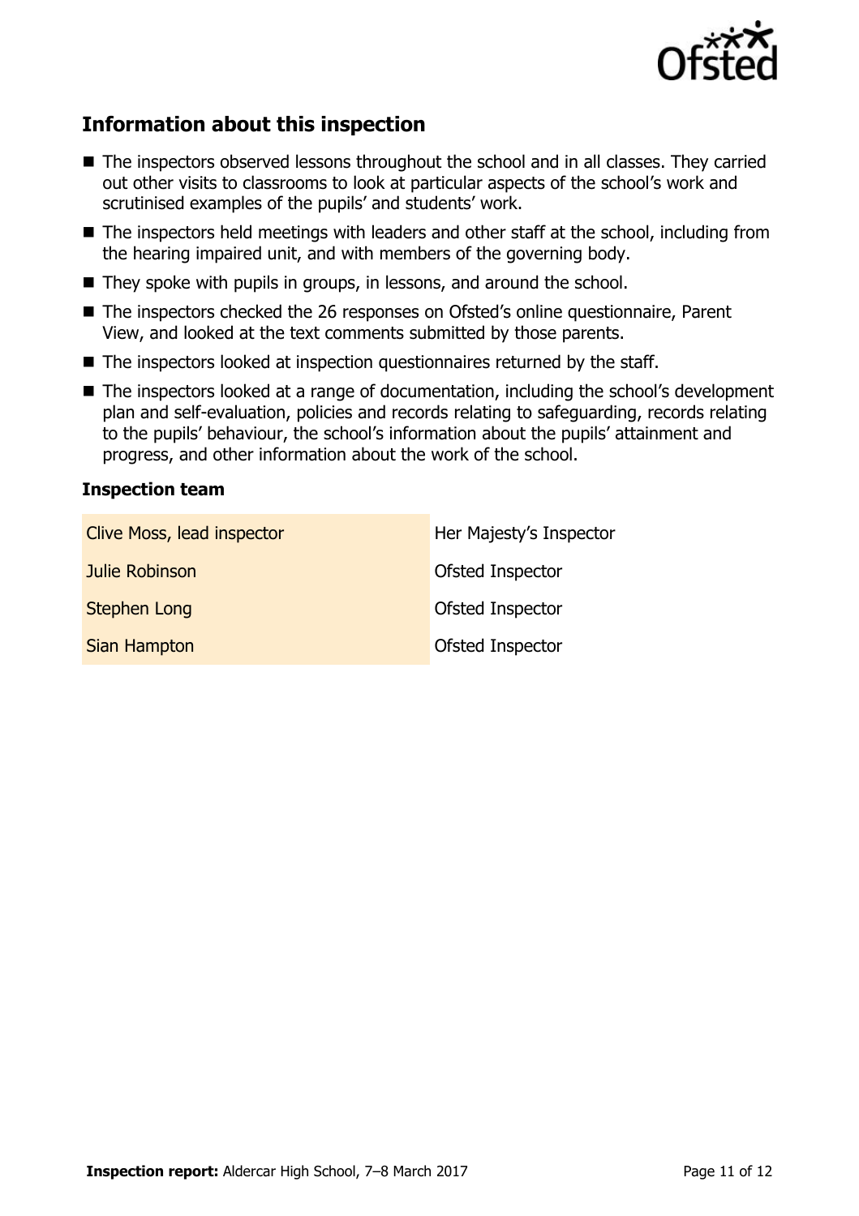## Information about this inspection

- The inspectors observed lessons throughout the school and in all classes. They carried out other visits to classrooms to look at particular aspects of the school's work and scrutinised examples of the pupils' and students' work.
- The inspectors held meetings with leaders and other staff at the school, including from the hearing impaired unit, and with members of the governing body.
- They spoke with pupils in groups, in lessons, and around the school.
- The inspectors checked the 26 responses on Ofsted's online questionnaire, Parent View, and looked at the text comments submitted by those parents.
- The inspectors looked at inspection questionnaires returned by the staff.
- The inspectors looked at a range of documentation, including the school's development plan and self-evaluation, policies and records relating to safeguarding, records relating to the pupils' behaviour, the school's information about the pupils' attainment and progress, and other information about the work of the school.

### Inspection team

| | |
|---|---|
| Clive Moss, lead inspector | Her Majesty's Inspector |
| Julie Robinson | Ofsted Inspector |
| Stephen Long | Ofsted Inspector |
| Sian Hampton | Ofsted Inspector |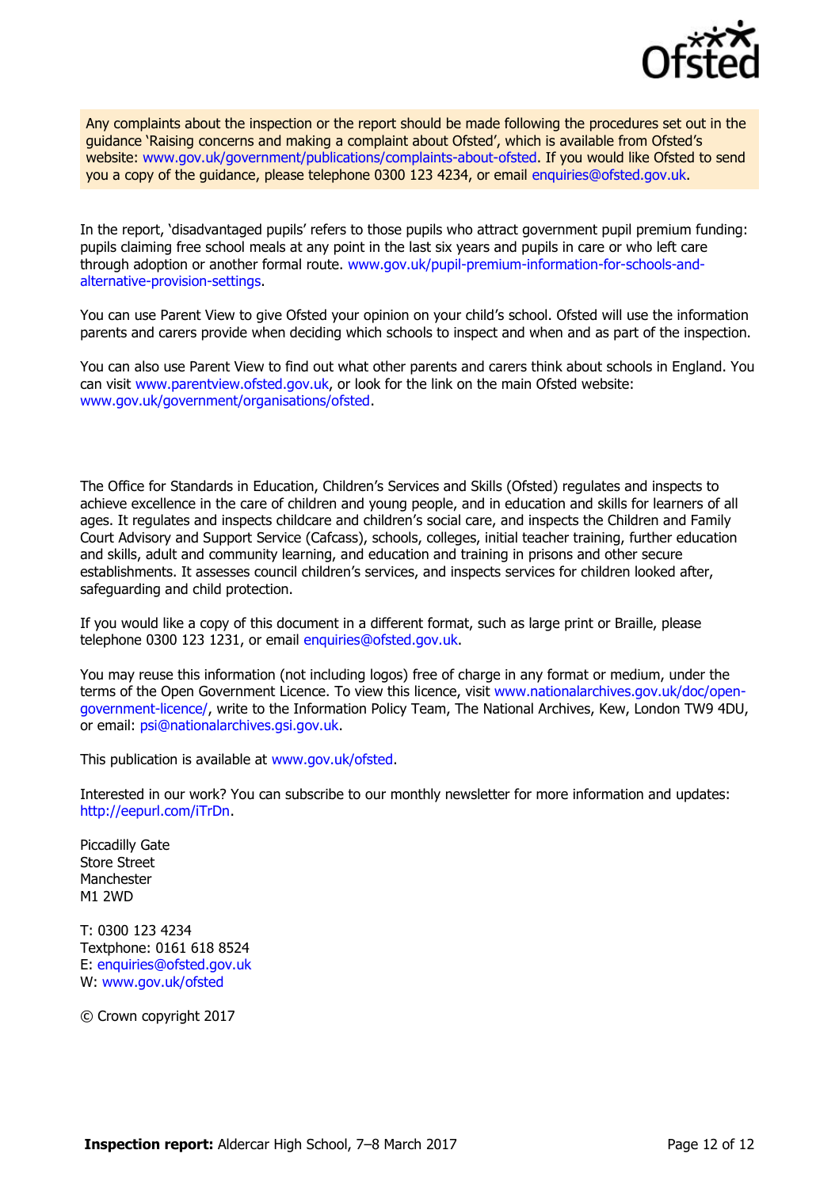Any complaints about the inspection or the report should be made following the procedures set out in the guidance 'Raising concerns and making a complaint about Ofsted', which is available from Ofsted's website: www.gov.uk/government/publications/complaints-about-ofsted. If you would like Ofsted to send you a copy of the guidance, please telephone 0300 123 4234, or email enquiries@ofsted.gov.uk.

In the report, 'disadvantaged pupils' refers to those pupils who attract government pupil premium funding: pupils claiming free school meals at any point in the last six years and pupils in care or who left care through adoption or another formal route. www.gov.uk/pupil-premium-information-for-schools-and-alternative-provision-settings.

You can use Parent View to give Ofsted your opinion on your child's school. Ofsted will use the information parents and carers provide when deciding which schools to inspect and when and as part of the inspection.

You can also use Parent View to find out what other parents and carers think about schools in England. You can visit www.parentview.ofsted.gov.uk, or look for the link on the main Ofsted website: www.gov.uk/government/organisations/ofsted.

The Office for Standards in Education, Children's Services and Skills (Ofsted) regulates and inspects to achieve excellence in the care of children and young people, and in education and skills for learners of all ages. It regulates and inspects childcare and children's social care, and inspects the Children and Family Court Advisory and Support Service (Cafcass), schools, colleges, initial teacher training, further education and skills, adult and community learning, and education and training in prisons and other secure establishments. It assesses council children's services, and inspects services for children looked after, safeguarding and child protection.

If you would like a copy of this document in a different format, such as large print or Braille, please telephone 0300 123 1231, or email enquiries@ofsted.gov.uk.

You may reuse this information (not including logos) free of charge in any format or medium, under the terms of the Open Government Licence. To view this licence, visit www.nationalarchives.gov.uk/doc/open-government-licence/, write to the Information Policy Team, The National Archives, Kew, London TW9 4DU, or email: psi@nationalarchives.gsi.gov.uk.

This publication is available at www.gov.uk/ofsted.

Interested in our work? You can subscribe to our monthly newsletter for more information and updates: http://eepurl.com/iTrDn.

Piccadilly Gate
Store Street
Manchester
M1 2WD

T: 0300 123 4234
Textphone: 0161 618 8524
E: enquiries@ofsted.gov.uk
W: www.gov.uk/ofsted

© Crown copyright 2017